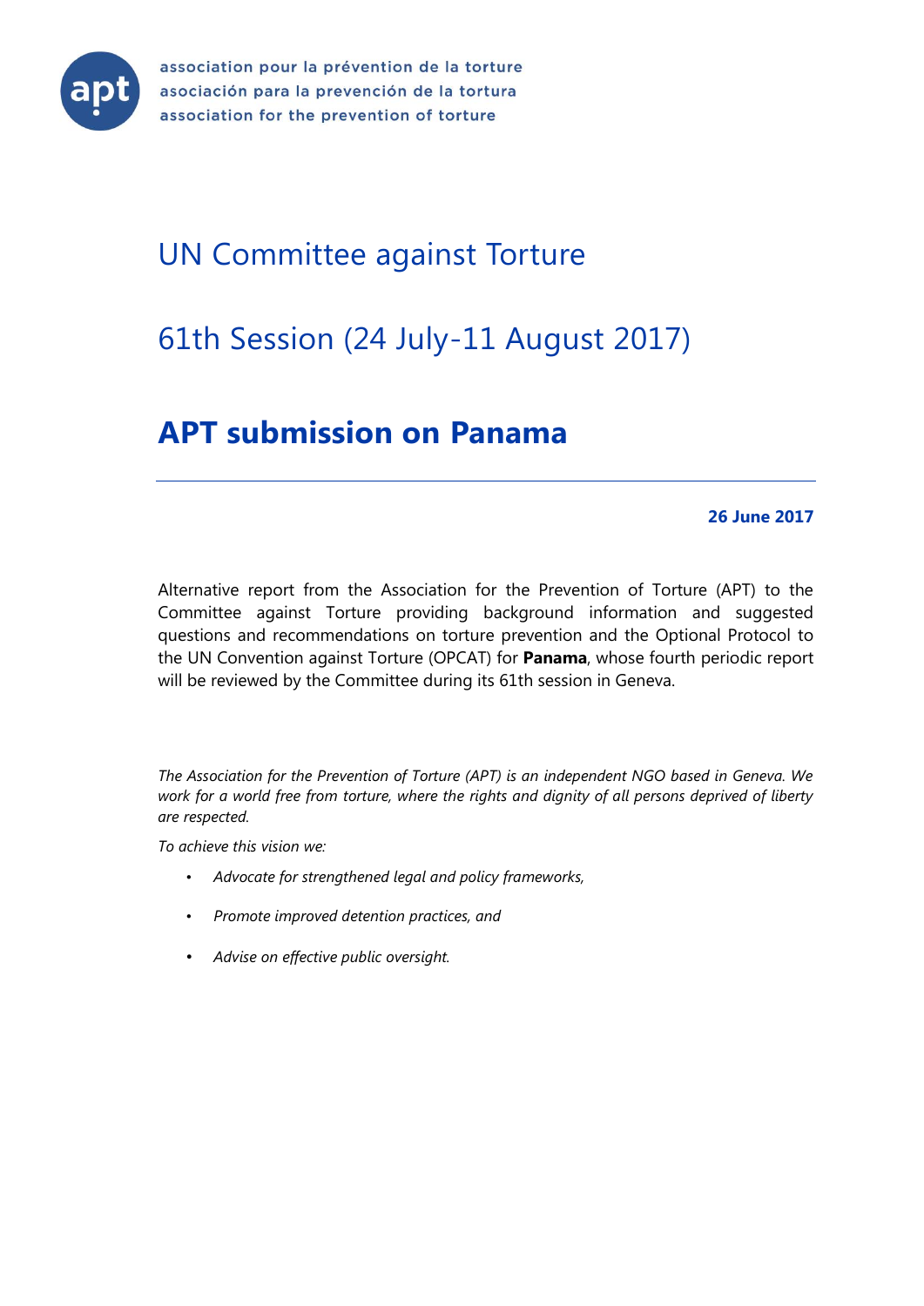association pour la prévention de la torture
asociación para la prevención de la tortura
association for the prevention of torture

# UN Committee against Torture

# 61th Session (24 July-11 August 2017)

# **APT submission on Panama**

**26 June 2017**

Alternative report from the Association for the Prevention of Torture (APT) to the Committee against Torture providing background information and suggested questions and recommendations on torture prevention and the Optional Protocol to the UN Convention against Torture (OPCAT) for **Panama**, whose fourth periodic report will be reviewed by the Committee during its 61th session in Geneva.

*The Association for the Prevention of Torture (APT) is an independent NGO based in Geneva. We work for a world free from torture, where the rights and dignity of all persons deprived of liberty are respected.*

*To achieve this vision we:*

- *Advocate for strengthened legal and policy frameworks,*
- *Promote improved detention practices, and*
- *Advise on effective public oversight.*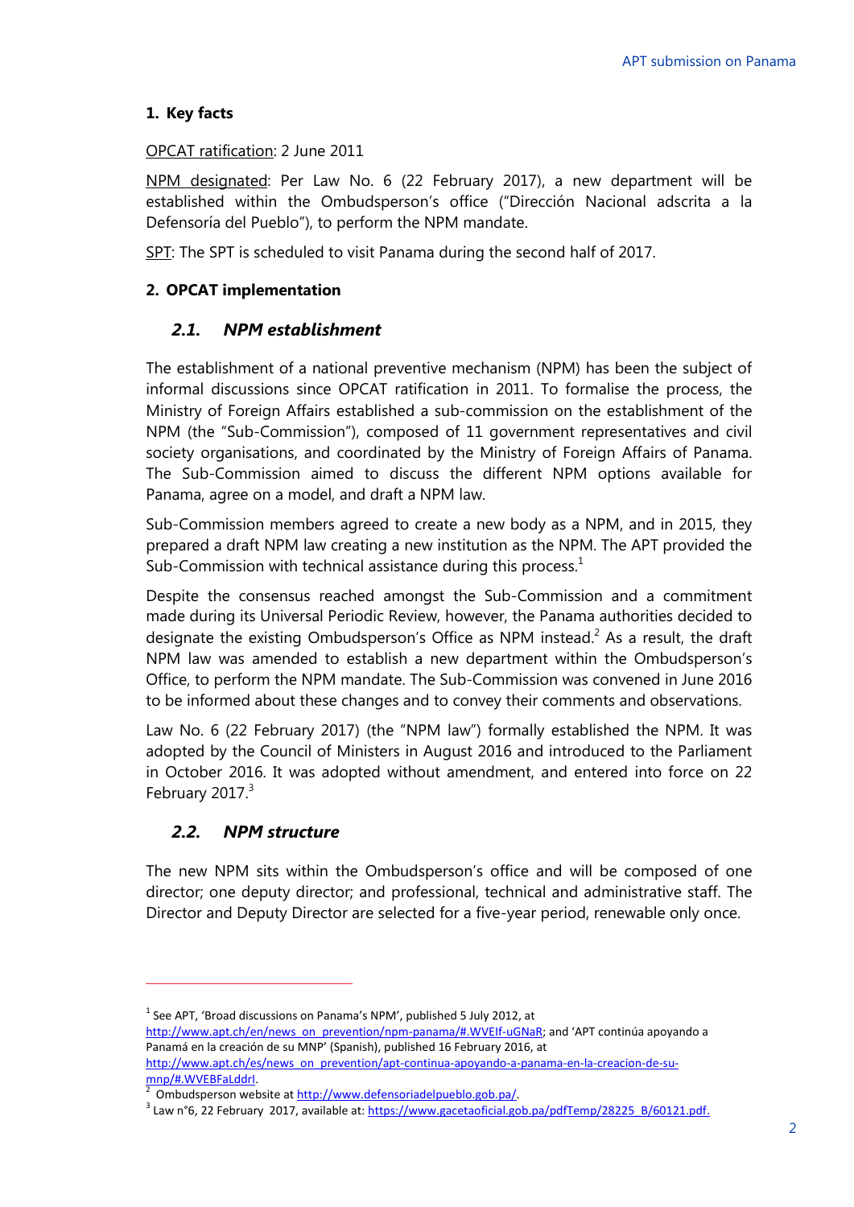## 1. Key facts

OPCAT ratification: 2 June 2011

NPM designated: Per Law No. 6 (22 February 2017), a new department will be established within the Ombudsperson's office ("Dirección Nacional adscrita a la Defensoría del Pueblo"), to perform the NPM mandate.

SPT: The SPT is scheduled to visit Panama during the second half of 2017.

## 2. OPCAT implementation

### *2.1. NPM establishment*

The establishment of a national preventive mechanism (NPM) has been the subject of informal discussions since OPCAT ratification in 2011. To formalise the process, the Ministry of Foreign Affairs established a sub-commission on the establishment of the NPM (the "Sub-Commission"), composed of 11 government representatives and civil society organisations, and coordinated by the Ministry of Foreign Affairs of Panama. The Sub-Commission aimed to discuss the different NPM options available for Panama, agree on a model, and draft a NPM law.

Sub-Commission members agreed to create a new body as a NPM, and in 2015, they prepared a draft NPM law creating a new institution as the NPM. The APT provided the Sub-Commission with technical assistance during this process.[1]

Despite the consensus reached amongst the Sub-Commission and a commitment made during its Universal Periodic Review, however, the Panama authorities decided to designate the existing Ombudsperson's Office as NPM instead.[2] As a result, the draft NPM law was amended to establish a new department within the Ombudsperson's Office, to perform the NPM mandate. The Sub-Commission was convened in June 2016 to be informed about these changes and to convey their comments and observations.

Law No. 6 (22 February 2017) (the "NPM law") formally established the NPM. It was adopted by the Council of Ministers in August 2016 and introduced to the Parliament in October 2016. It was adopted without amendment, and entered into force on 22 February 2017.[3]

### *2.2. NPM structure*

The new NPM sits within the Ombudsperson's office and will be composed of one director; one deputy director; and professional, technical and administrative staff. The Director and Deputy Director are selected for a five-year period, renewable only once.

---

[1] See APT, 'Broad discussions on Panama's NPM', published 5 July 2012, at http://www.apt.ch/en/news_on_prevention/npm-panama/#.WVEIf-uGNaR; and 'APT continúa apoyando a Panamá en la creación de su MNP' (Spanish), published 16 February 2016, at http://www.apt.ch/es/news_on_prevention/apt-continua-apoyando-a-panama-en-la-creacion-de-su-mnp/#.WVEBFaLddrI.

[2] Ombudsperson website at http://www.defensoriadelpueblo.gob.pa/.

[3] Law n°6, 22 February 2017, available at: https://www.gacetaoficial.gob.pa/pdfTemp/28225_B/60121.pdf.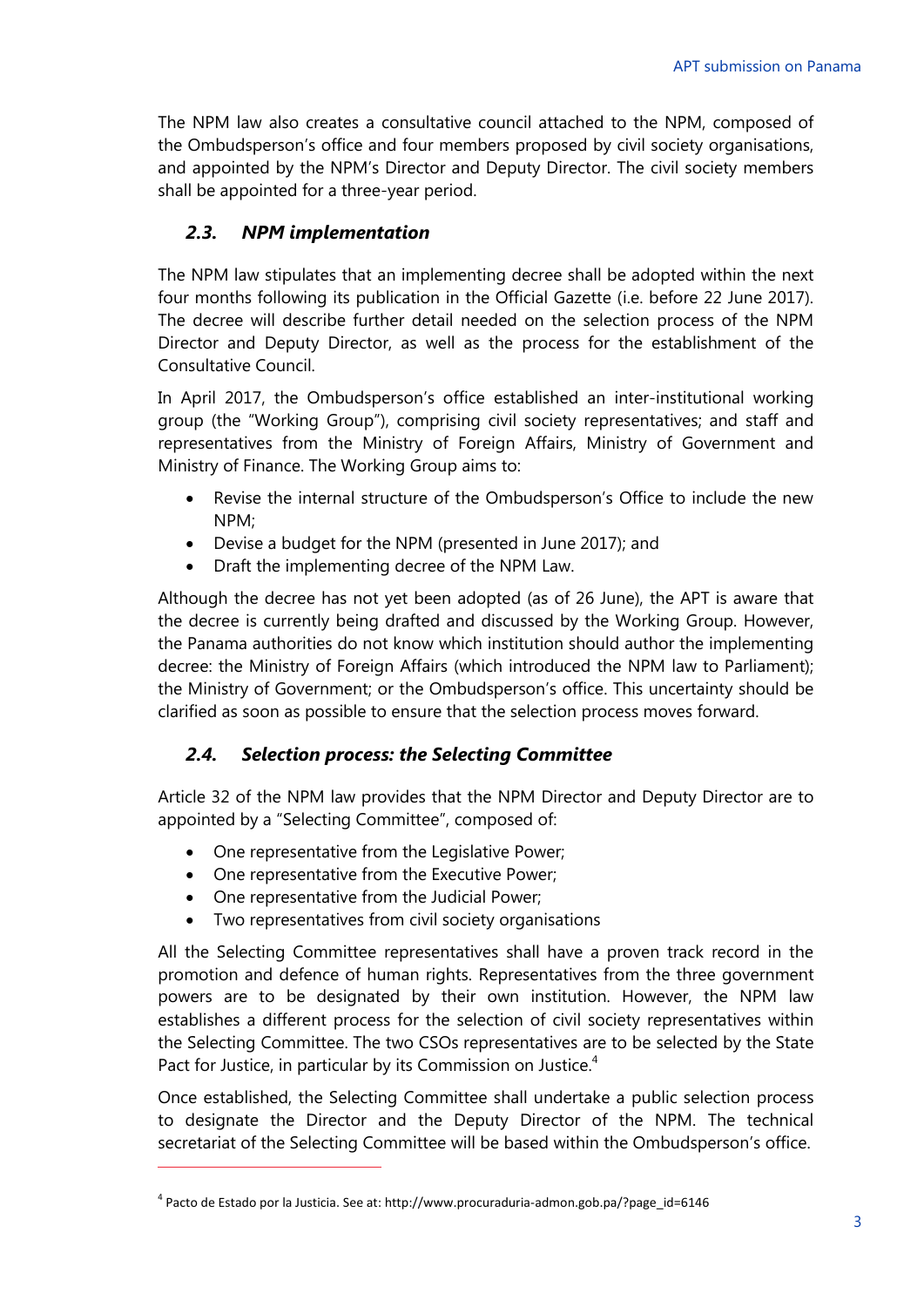The NPM law also creates a consultative council attached to the NPM, composed of the Ombudsperson's office and four members proposed by civil society organisations, and appointed by the NPM's Director and Deputy Director. The civil society members shall be appointed for a three-year period.

### *2.3. NPM implementation*

The NPM law stipulates that an implementing decree shall be adopted within the next four months following its publication in the Official Gazette (i.e. before 22 June 2017). The decree will describe further detail needed on the selection process of the NPM Director and Deputy Director, as well as the process for the establishment of the Consultative Council.

In April 2017, the Ombudsperson's office established an inter-institutional working group (the "Working Group"), comprising civil society representatives; and staff and representatives from the Ministry of Foreign Affairs, Ministry of Government and Ministry of Finance. The Working Group aims to:

- Revise the internal structure of the Ombudsperson's Office to include the new NPM;
- Devise a budget for the NPM (presented in June 2017); and
- Draft the implementing decree of the NPM Law.

Although the decree has not yet been adopted (as of 26 June), the APT is aware that the decree is currently being drafted and discussed by the Working Group. However, the Panama authorities do not know which institution should author the implementing decree: the Ministry of Foreign Affairs (which introduced the NPM law to Parliament); the Ministry of Government; or the Ombudsperson's office. This uncertainty should be clarified as soon as possible to ensure that the selection process moves forward.

### *2.4. Selection process: the Selecting Committee*

Article 32 of the NPM law provides that the NPM Director and Deputy Director are to appointed by a "Selecting Committee", composed of:

- One representative from the Legislative Power;
- One representative from the Executive Power;
- One representative from the Judicial Power;
- Two representatives from civil society organisations

All the Selecting Committee representatives shall have a proven track record in the promotion and defence of human rights. Representatives from the three government powers are to be designated by their own institution. However, the NPM law establishes a different process for the selection of civil society representatives within the Selecting Committee. The two CSOs representatives are to be selected by the State Pact for Justice, in particular by its Commission on Justice.[4]

Once established, the Selecting Committee shall undertake a public selection process to designate the Director and the Deputy Director of the NPM. The technical secretariat of the Selecting Committee will be based within the Ombudsperson's office.

---

[4] Pacto de Estado por la Justicia. See at: http://www.procuraduria-admon.gob.pa/?page_id=6146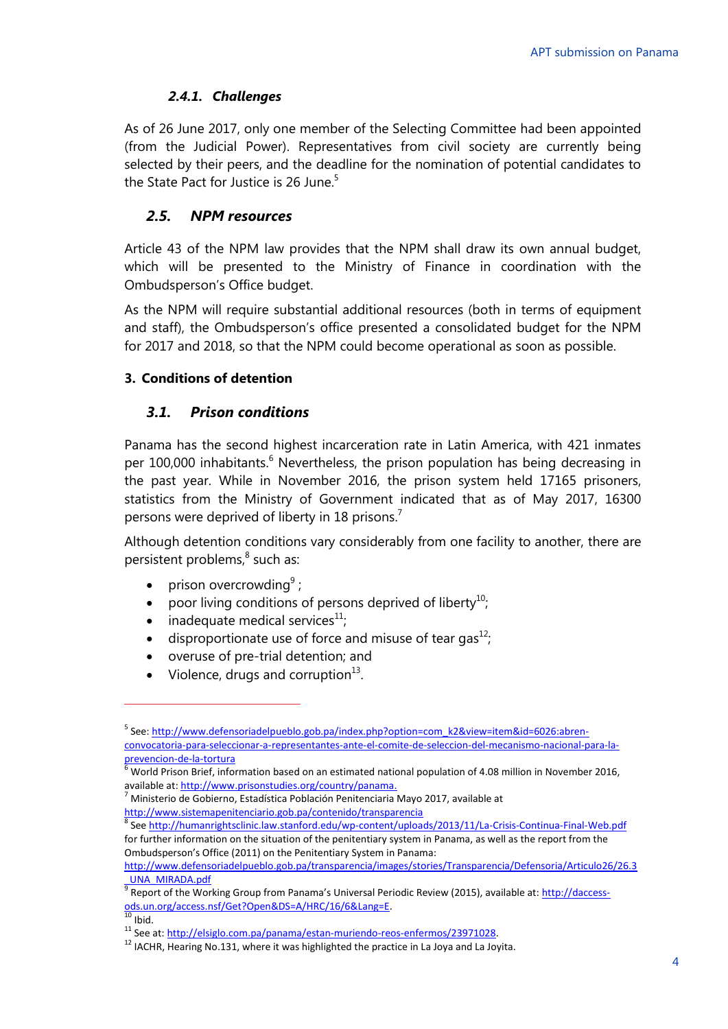#### 2.4.1. Challenges

As of 26 June 2017, only one member of the Selecting Committee had been appointed (from the Judicial Power). Representatives from civil society are currently being selected by their peers, and the deadline for the nomination of potential candidates to the State Pact for Justice is 26 June.[5]

### 2.5. NPM resources

Article 43 of the NPM law provides that the NPM shall draw its own annual budget, which will be presented to the Ministry of Finance in coordination with the Ombudsperson's Office budget.

As the NPM will require substantial additional resources (both in terms of equipment and staff), the Ombudsperson's office presented a consolidated budget for the NPM for 2017 and 2018, so that the NPM could become operational as soon as possible.

## 3. Conditions of detention

### 3.1. Prison conditions

Panama has the second highest incarceration rate in Latin America, with 421 inmates per 100,000 inhabitants.[6] Nevertheless, the prison population has being decreasing in the past year. While in November 2016, the prison system held 17165 prisoners, statistics from the Ministry of Government indicated that as of May 2017, 16300 persons were deprived of liberty in 18 prisons.[7]

Although detention conditions vary considerably from one facility to another, there are persistent problems,[8] such as:

- prison overcrowding[9] ;
- poor living conditions of persons deprived of liberty[10];
- inadequate medical services[11];
- disproportionate use of force and misuse of tear gas[12];
- overuse of pre-trial detention; and
- Violence, drugs and corruption[13].

---

[5] See: http://www.defensoriadelpueblo.gob.pa/index.php?option=com_k2&view=item&id=6026:abren-convocatoria-para-seleccionar-a-representantes-ante-el-comite-de-seleccion-del-mecanismo-nacional-para-la-prevencion-de-la-tortura

[6] World Prison Brief, information based on an estimated national population of 4.08 million in November 2016, available at: http://www.prisonstudies.org/country/panama.

[7] Ministerio de Gobierno, Estadística Población Penitenciaria Mayo 2017, available at http://www.sistemapenitenciario.gob.pa/contenido/transparencia

[8] See http://humanrightsclinic.law.stanford.edu/wp-content/uploads/2013/11/La-Crisis-Continua-Final-Web.pdf for further information on the situation of the penitentiary system in Panama, as well as the report from the Ombudsperson's Office (2011) on the Penitentiary System in Panama: http://www.defensoriadelpueblo.gob.pa/transparencia/images/stories/Transparencia/Defensoria/Articulo26/26.3_UNA_MIRADA.pdf

[9] Report of the Working Group from Panama's Universal Periodic Review (2015), available at: http://daccess-ods.un.org/access.nsf/Get?Open&DS=A/HRC/16/6&Lang=E.

[10] Ibid.

[11] See at: http://elsiglo.com.pa/panama/estan-muriendo-reos-enfermos/23971028.

[12] IACHR, Hearing No.131, where it was highlighted the practice in La Joya and La Joyita.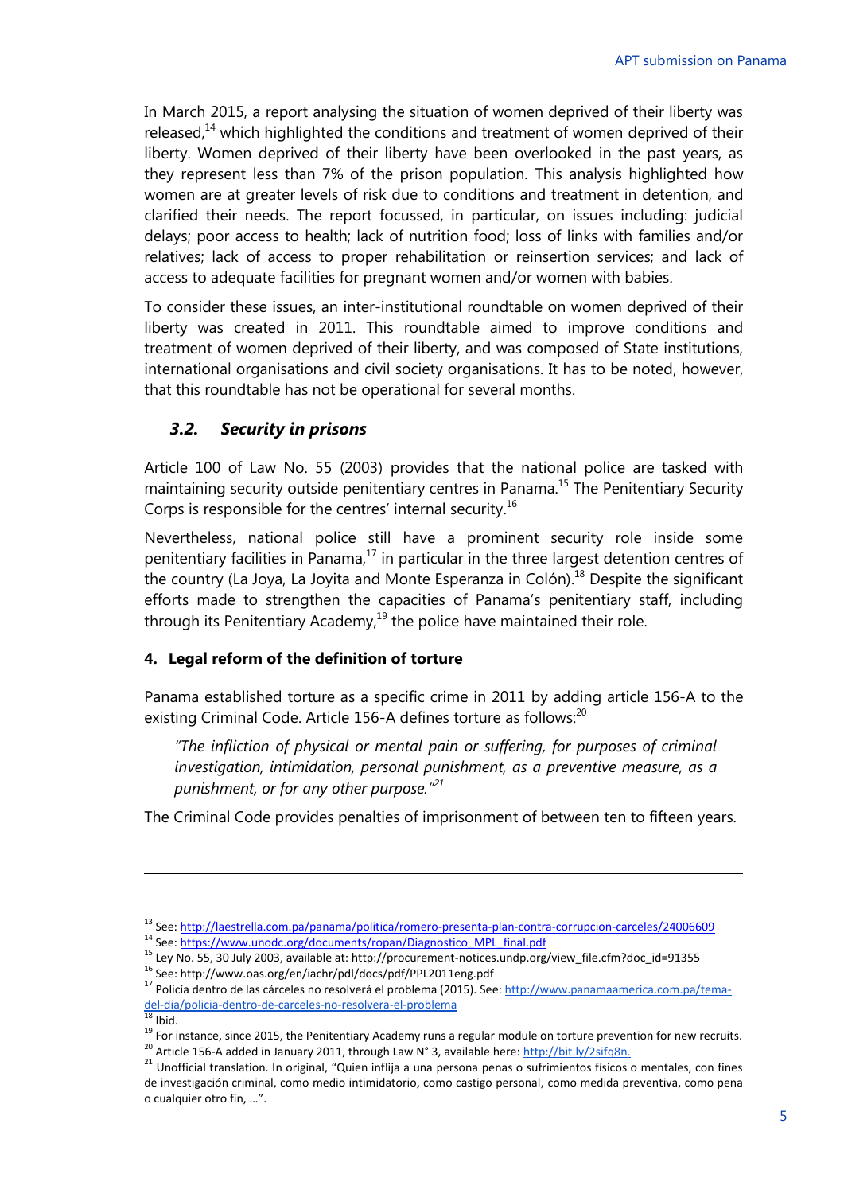In March 2015, a report analysing the situation of women deprived of their liberty was released,[14] which highlighted the conditions and treatment of women deprived of their liberty. Women deprived of their liberty have been overlooked in the past years, as they represent less than 7% of the prison population. This analysis highlighted how women are at greater levels of risk due to conditions and treatment in detention, and clarified their needs. The report focussed, in particular, on issues including: judicial delays; poor access to health; lack of nutrition food; loss of links with families and/or relatives; lack of access to proper rehabilitation or reinsertion services; and lack of access to adequate facilities for pregnant women and/or women with babies.

To consider these issues, an inter-institutional roundtable on women deprived of their liberty was created in 2011. This roundtable aimed to improve conditions and treatment of women deprived of their liberty, and was composed of State institutions, international organisations and civil society organisations. It has to be noted, however, that this roundtable has not be operational for several months.

### *3.2. Security in prisons*

Article 100 of Law No. 55 (2003) provides that the national police are tasked with maintaining security outside penitentiary centres in Panama.[15] The Penitentiary Security Corps is responsible for the centres' internal security.[16]

Nevertheless, national police still have a prominent security role inside some penitentiary facilities in Panama,[17] in particular in the three largest detention centres of the country (La Joya, La Joyita and Monte Esperanza in Colón).[18] Despite the significant efforts made to strengthen the capacities of Panama's penitentiary staff, including through its Penitentiary Academy,[19] the police have maintained their role.

## 4. Legal reform of the definition of torture

Panama established torture as a specific crime in 2011 by adding article 156-A to the existing Criminal Code. Article 156-A defines torture as follows:[20]

> *"The infliction of physical or mental pain or suffering, for purposes of criminal investigation, intimidation, personal punishment, as a preventive measure, as a punishment, or for any other purpose."*[21]

The Criminal Code provides penalties of imprisonment of between ten to fifteen years.

---

[13] See: http://laestrella.com.pa/panama/politica/romero-presenta-plan-contra-corrupcion-carceles/24006609

[14] See: https://www.unodc.org/documents/ropan/Diagnostico_MPL_final.pdf

[15] Ley No. 55, 30 July 2003, available at: http://procurement-notices.undp.org/view_file.cfm?doc_id=91355

[16] See: http://www.oas.org/en/iachr/pdl/docs/pdf/PPL2011eng.pdf

[17] Policía dentro de las cárceles no resolverá el problema (2015). See: http://www.panamaamerica.com.pa/tema-del-dia/policia-dentro-de-carceles-no-resolvera-el-problema

[18] Ibid.

[19] For instance, since 2015, the Penitentiary Academy runs a regular module on torture prevention for new recruits.

[20] Article 156-A added in January 2011, through Law N° 3, available here: http://bit.ly/2sifq8n.

[21] Unofficial translation. In original, "Quien inflija a una persona penas o sufrimientos físicos o mentales, con fines de investigación criminal, como medio intimidatorio, como castigo personal, como medida preventiva, como pena o cualquier otro fin, …".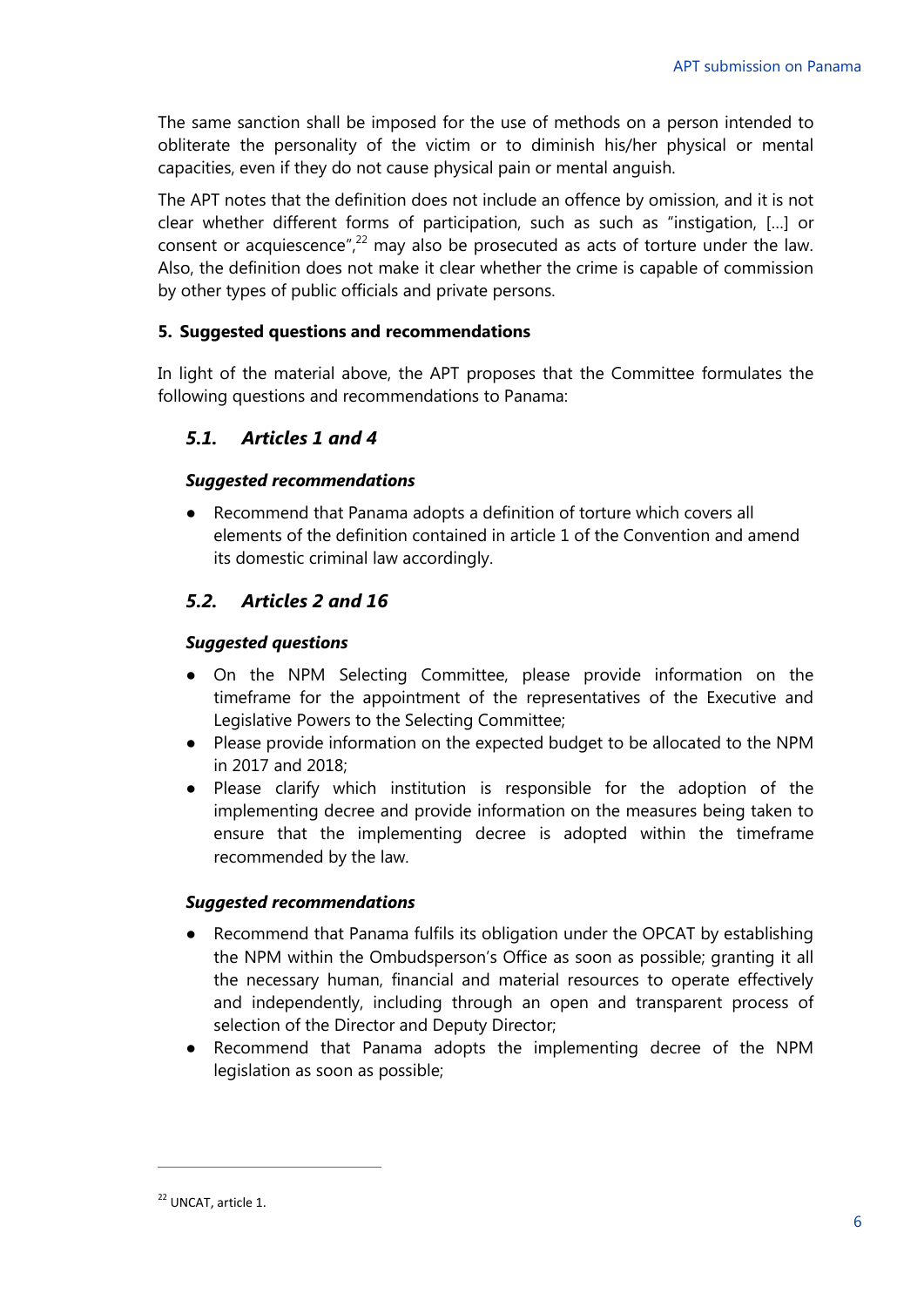The same sanction shall be imposed for the use of methods on a person intended to obliterate the personality of the victim or to diminish his/her physical or mental capacities, even if they do not cause physical pain or mental anguish.

The APT notes that the definition does not include an offence by omission, and it is not clear whether different forms of participation, such as such as "instigation, […] or consent or acquiescence",[22] may also be prosecuted as acts of torture under the law. Also, the definition does not make it clear whether the crime is capable of commission by other types of public officials and private persons.

### 5. Suggested questions and recommendations

In light of the material above, the APT proposes that the Committee formulates the following questions and recommendations to Panama:

#### *5.1. Articles 1 and 4*

***Suggested recommendations***

- Recommend that Panama adopts a definition of torture which covers all elements of the definition contained in article 1 of the Convention and amend its domestic criminal law accordingly.

#### *5.2. Articles 2 and 16*

***Suggested questions***

- On the NPM Selecting Committee, please provide information on the timeframe for the appointment of the representatives of the Executive and Legislative Powers to the Selecting Committee;
- Please provide information on the expected budget to be allocated to the NPM in 2017 and 2018;
- Please clarify which institution is responsible for the adoption of the implementing decree and provide information on the measures being taken to ensure that the implementing decree is adopted within the timeframe recommended by the law.

***Suggested recommendations***

- Recommend that Panama fulfils its obligation under the OPCAT by establishing the NPM within the Ombudsperson's Office as soon as possible; granting it all the necessary human, financial and material resources to operate effectively and independently, including through an open and transparent process of selection of the Director and Deputy Director;
- Recommend that Panama adopts the implementing decree of the NPM legislation as soon as possible;

---

[22] UNCAT, article 1.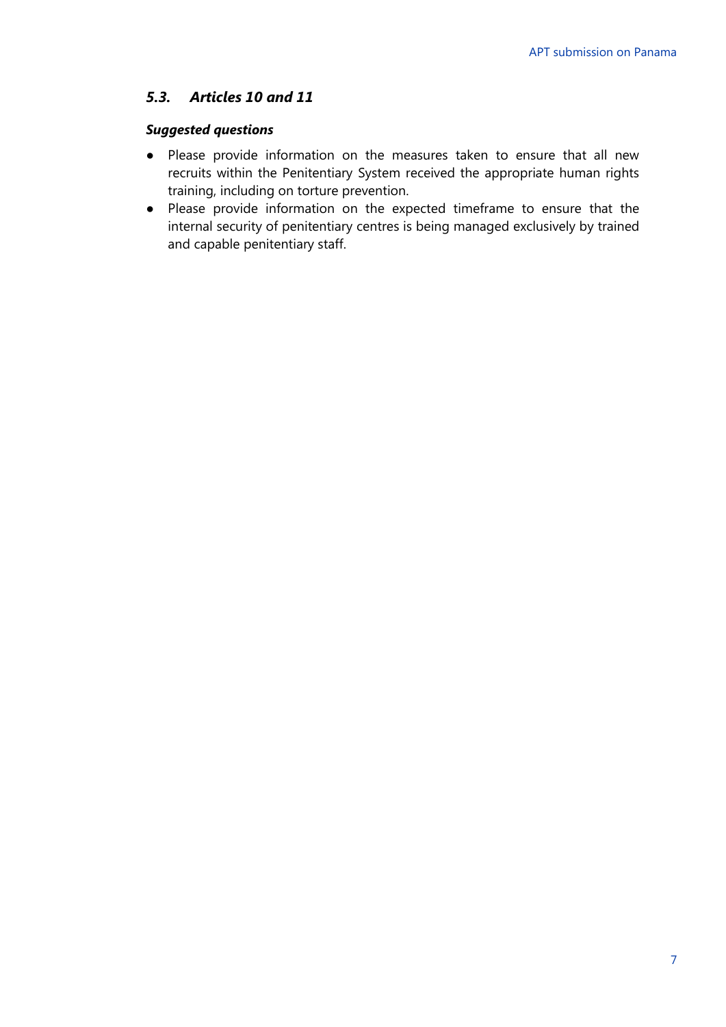### *5.3. Articles 10 and 11*

***Suggested questions***

- Please provide information on the measures taken to ensure that all new recruits within the Penitentiary System received the appropriate human rights training, including on torture prevention.
- Please provide information on the expected timeframe to ensure that the internal security of penitentiary centres is being managed exclusively by trained and capable penitentiary staff.